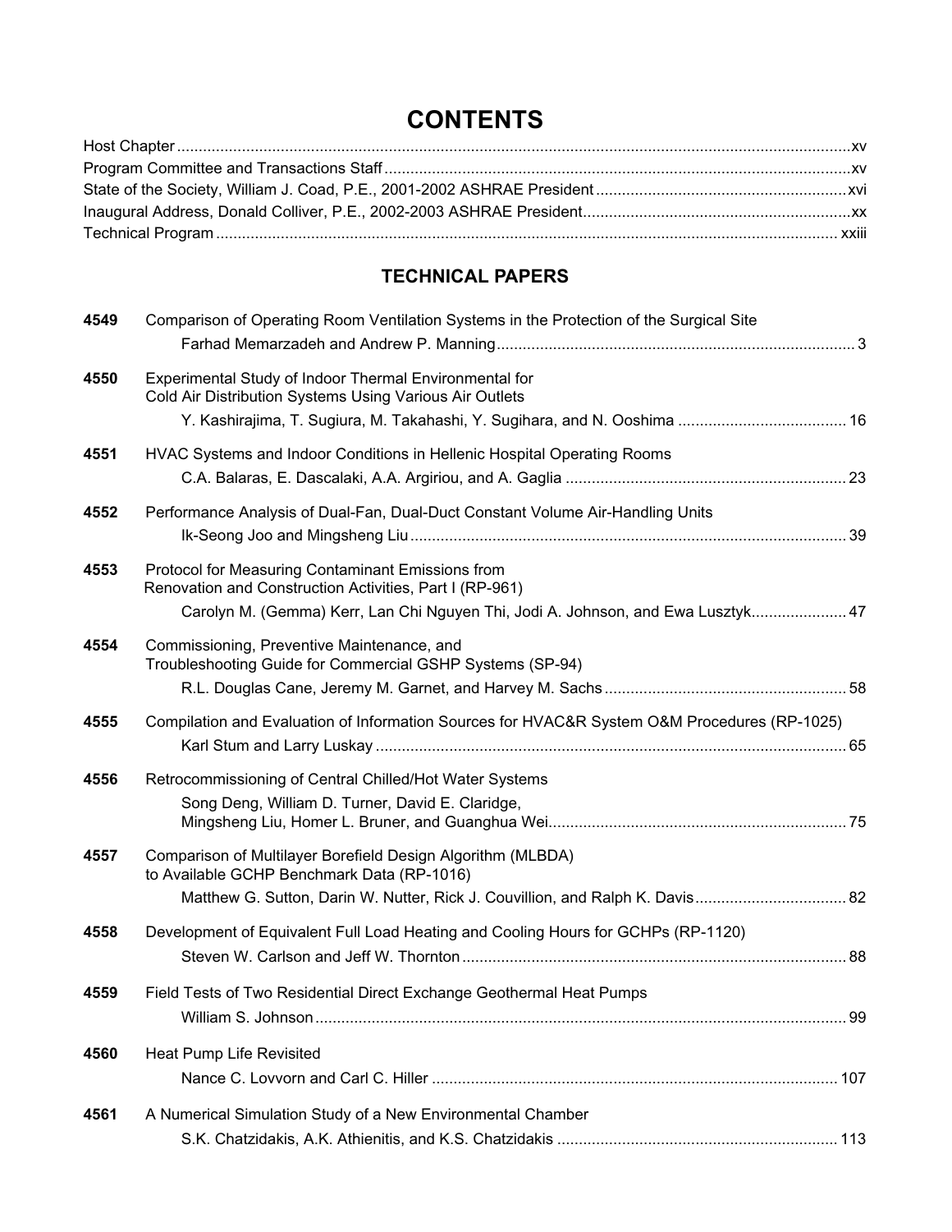# CONTENTS

Host Chapter ....... xv

Program Committee and Transactions Staff ....... xv

State of the Society, William J. Coad, P.E., 2001-2002 ASHRAE President ....... xvi

Inaugural Address, Donald Colliver, P.E., 2002-2003 ASHRAE President ....... xx

Technical Program ....... xxiii

## TECHNICAL PAPERS

**4549** Comparison of Operating Room Ventilation Systems in the Protection of the Surgical Site
Farhad Memarzadeh and Andrew P. Manning ....... 3

**4550** Experimental Study of Indoor Thermal Environmental for Cold Air Distribution Systems Using Various Air Outlets
Y. Kashirajima, T. Sugiura, M. Takahashi, Y. Sugihara, and N. Ooshima ....... 16

**4551** HVAC Systems and Indoor Conditions in Hellenic Hospital Operating Rooms
C.A. Balaras, E. Dascalaki, A.A. Argiriou, and A. Gaglia ....... 23

**4552** Performance Analysis of Dual-Fan, Dual-Duct Constant Volume Air-Handling Units
Ik-Seong Joo and Mingsheng Liu ....... 39

**4553** Protocol for Measuring Contaminant Emissions from Renovation and Construction Activities, Part I (RP-961)
Carolyn M. (Gemma) Kerr, Lan Chi Nguyen Thi, Jodi A. Johnson, and Ewa Lusztyk ....... 47

**4554** Commissioning, Preventive Maintenance, and Troubleshooting Guide for Commercial GSHP Systems (SP-94)
R.L. Douglas Cane, Jeremy M. Garnet, and Harvey M. Sachs ....... 58

**4555** Compilation and Evaluation of Information Sources for HVAC&R System O&M Procedures (RP-1025)
Karl Stum and Larry Luskay ....... 65

**4556** Retrocommissioning of Central Chilled/Hot Water Systems
Song Deng, William D. Turner, David E. Claridge, Mingsheng Liu, Homer L. Bruner, and Guanghua Wei ....... 75

**4557** Comparison of Multilayer Borefield Design Algorithm (MLBDA) to Available GCHP Benchmark Data (RP-1016)
Matthew G. Sutton, Darin W. Nutter, Rick J. Couvillion, and Ralph K. Davis ....... 82

**4558** Development of Equivalent Full Load Heating and Cooling Hours for GCHPs (RP-1120)
Steven W. Carlson and Jeff W. Thornton ....... 88

**4559** Field Tests of Two Residential Direct Exchange Geothermal Heat Pumps
William S. Johnson ....... 99

**4560** Heat Pump Life Revisited
Nance C. Lovvorn and Carl C. Hiller ....... 107

**4561** A Numerical Simulation Study of a New Environmental Chamber
S.K. Chatzidakis, A.K. Athienitis, and K.S. Chatzidakis ....... 113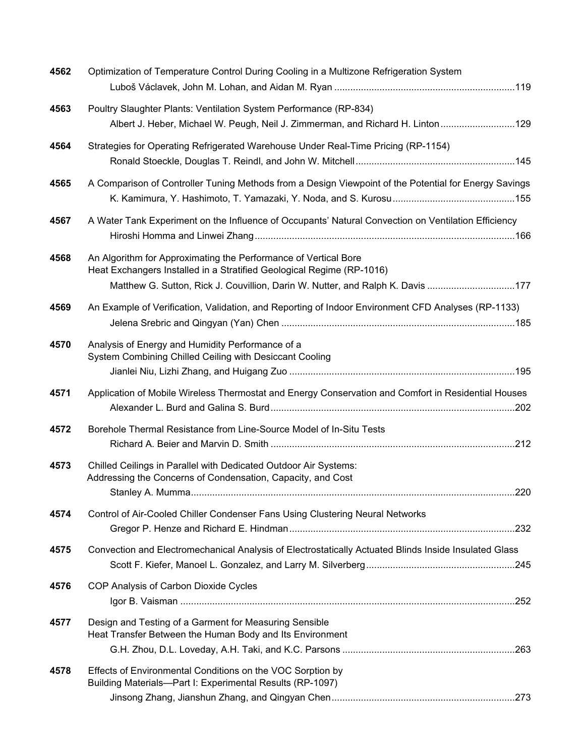**4562** Optimization of Temperature Control During Cooling in a Multizone Refrigeration System
Luboš Václavek, John M. Lohan, and Aidan M. Ryan ....................................................................119

**4563** Poultry Slaughter Plants: Ventilation System Performance (RP-834)
Albert J. Heber, Michael W. Peugh, Neil J. Zimmerman, and Richard H. Linton............................129

**4564** Strategies for Operating Refrigerated Warehouse Under Real-Time Pricing (RP-1154)
Ronald Stoeckle, Douglas T. Reindl, and John W. Mitchell...........................................................145

**4565** A Comparison of Controller Tuning Methods from a Design Viewpoint of the Potential for Energy Savings
K. Kamimura, Y. Hashimoto, T. Yamazaki, Y. Noda, and S. Kurosu..............................................155

**4567** A Water Tank Experiment on the Influence of Occupants' Natural Convection on Ventilation Efficiency
Hiroshi Homma and Linwei Zhang..................................................................................................166

**4568** An Algorithm for Approximating the Performance of Vertical Bore Heat Exchangers Installed in a Stratified Geological Regime (RP-1016)
Matthew G. Sutton, Rick J. Couvillion, Darin W. Nutter, and Ralph K. Davis .................................177

**4569** An Example of Verification, Validation, and Reporting of Indoor Environment CFD Analyses (RP-1133)
Jelena Srebric and Qingyan (Yan) Chen .......................................................................................185

**4570** Analysis of Energy and Humidity Performance of a System Combining Chilled Ceiling with Desiccant Cooling
Jianlei Niu, Lizhi Zhang, and Huigang Zuo ....................................................................................195

**4571** Application of Mobile Wireless Thermostat and Energy Conservation and Comfort in Residential Houses
Alexander L. Burd and Galina S. Burd...........................................................................................202

**4572** Borehole Thermal Resistance from Line-Source Model of In-Situ Tests
Richard A. Beier and Marvin D. Smith ...........................................................................................212

**4573** Chilled Ceilings in Parallel with Dedicated Outdoor Air Systems: Addressing the Concerns of Condensation, Capacity, and Cost
Stanley A. Mumma.........................................................................................................................220

**4574** Control of Air-Cooled Chiller Condenser Fans Using Clustering Neural Networks
Gregor P. Henze and Richard E. Hindman....................................................................................232

**4575** Convection and Electromechanical Analysis of Electrostatically Actuated Blinds Inside Insulated Glass
Scott F. Kiefer, Manoel L. Gonzalez, and Larry M. Silverberg........................................................245

**4576** COP Analysis of Carbon Dioxide Cycles
Igor B. Vaisman .............................................................................................................................252

**4577** Design and Testing of a Garment for Measuring Sensible Heat Transfer Between the Human Body and Its Environment
G.H. Zhou, D.L. Loveday, A.H. Taki, and K.C. Parsons .................................................................263

**4578** Effects of Environmental Conditions on the VOC Sorption by Building Materials—Part I: Experimental Results (RP-1097)
Jinsong Zhang, Jianshun Zhang, and Qingyan Chen.....................................................................273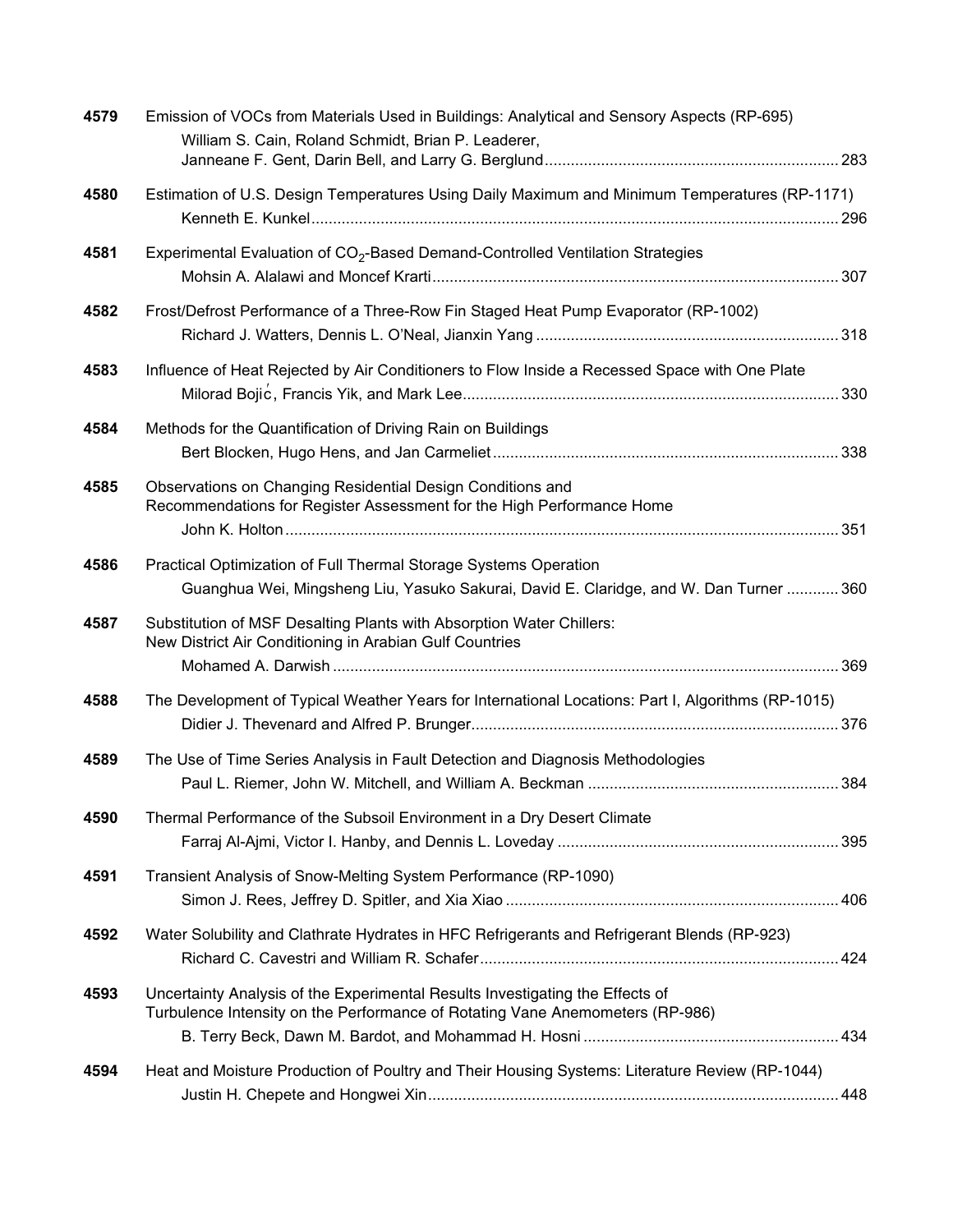**4579** Emission of VOCs from Materials Used in Buildings: Analytical and Sensory Aspects (RP-695)
William S. Cain, Roland Schmidt, Brian P. Leaderer, Janneane F. Gent, Darin Bell, and Larry G. Berglund ........ 283

**4580** Estimation of U.S. Design Temperatures Using Daily Maximum and Minimum Temperatures (RP-1171)
Kenneth E. Kunkel ........ 296

**4581** Experimental Evaluation of $CO_2$-Based Demand-Controlled Ventilation Strategies
Mohsin A. Alalawi and Moncef Krarti ........ 307

**4582** Frost/Defrost Performance of a Three-Row Fin Staged Heat Pump Evaporator (RP-1002)
Richard J. Watters, Dennis L. O'Neal, Jianxin Yang ........ 318

**4583** Influence of Heat Rejected by Air Conditioners to Flow Inside a Recessed Space with One Plate
Milorad Bojić, Francis Yik, and Mark Lee ........ 330

**4584** Methods for the Quantification of Driving Rain on Buildings
Bert Blocken, Hugo Hens, and Jan Carmeliet ........ 338

**4585** Observations on Changing Residential Design Conditions and Recommendations for Register Assessment for the High Performance Home
John K. Holton ........ 351

**4586** Practical Optimization of Full Thermal Storage Systems Operation
Guanghua Wei, Mingsheng Liu, Yasuko Sakurai, David E. Claridge, and W. Dan Turner ........ 360

**4587** Substitution of MSF Desalting Plants with Absorption Water Chillers: New District Air Conditioning in Arabian Gulf Countries
Mohamed A. Darwish ........ 369

**4588** The Development of Typical Weather Years for International Locations: Part I, Algorithms (RP-1015)
Didier J. Thevenard and Alfred P. Brunger ........ 376

**4589** The Use of Time Series Analysis in Fault Detection and Diagnosis Methodologies
Paul L. Riemer, John W. Mitchell, and William A. Beckman ........ 384

**4590** Thermal Performance of the Subsoil Environment in a Dry Desert Climate
Farraj Al-Ajmi, Victor I. Hanby, and Dennis L. Loveday ........ 395

**4591** Transient Analysis of Snow-Melting System Performance (RP-1090)
Simon J. Rees, Jeffrey D. Spitler, and Xia Xiao ........ 406

**4592** Water Solubility and Clathrate Hydrates in HFC Refrigerants and Refrigerant Blends (RP-923)
Richard C. Cavestri and William R. Schafer ........ 424

**4593** Uncertainty Analysis of the Experimental Results Investigating the Effects of Turbulence Intensity on the Performance of Rotating Vane Anemometers (RP-986)
B. Terry Beck, Dawn M. Bardot, and Mohammad H. Hosni ........ 434

**4594** Heat and Moisture Production of Poultry and Their Housing Systems: Literature Review (RP-1044)
Justin H. Chepete and Hongwei Xin ........ 448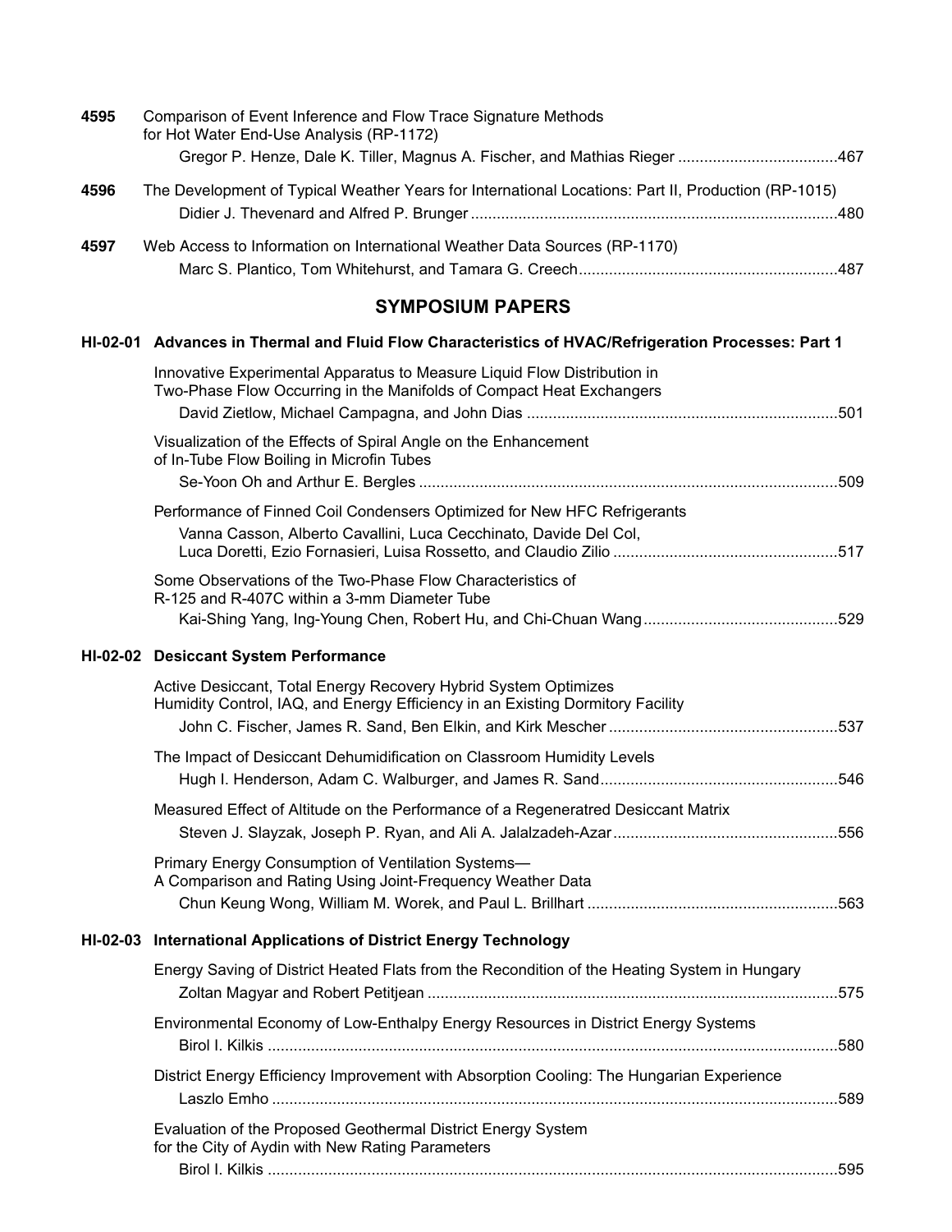**4595** Comparison of Event Inference and Flow Trace Signature Methods for Hot Water End-Use Analysis (RP-1172)
Gregor P. Henze, Dale K. Tiller, Magnus A. Fischer, and Mathias Rieger .....467

**4596** The Development of Typical Weather Years for International Locations: Part II, Production (RP-1015)
Didier J. Thevenard and Alfred P. Brunger .....480

**4597** Web Access to Information on International Weather Data Sources (RP-1170)
Marc S. Plantico, Tom Whitehurst, and Tamara G. Creech .....487

## SYMPOSIUM PAPERS

### HI-02-01 Advances in Thermal and Fluid Flow Characteristics of HVAC/Refrigeration Processes: Part 1

Innovative Experimental Apparatus to Measure Liquid Flow Distribution in Two-Phase Flow Occurring in the Manifolds of Compact Heat Exchangers
David Zietlow, Michael Campagna, and John Dias .....501

Visualization of the Effects of Spiral Angle on the Enhancement of In-Tube Flow Boiling in Microfin Tubes
Se-Yoon Oh and Arthur E. Bergles .....509

Performance of Finned Coil Condensers Optimized for New HFC Refrigerants
Vanna Casson, Alberto Cavallini, Luca Cecchinato, Davide Del Col, Luca Doretti, Ezio Fornasieri, Luisa Rossetto, and Claudio Zilio .....517

Some Observations of the Two-Phase Flow Characteristics of R-125 and R-407C within a 3-mm Diameter Tube
Kai-Shing Yang, Ing-Young Chen, Robert Hu, and Chi-Chuan Wang .....529

### HI-02-02 Desiccant System Performance

Active Desiccant, Total Energy Recovery Hybrid System Optimizes Humidity Control, IAQ, and Energy Efficiency in an Existing Dormitory Facility
John C. Fischer, James R. Sand, Ben Elkin, and Kirk Mescher .....537

The Impact of Desiccant Dehumidification on Classroom Humidity Levels
Hugh I. Henderson, Adam C. Walburger, and James R. Sand .....546

Measured Effect of Altitude on the Performance of a Regeneratred Desiccant Matrix
Steven J. Slayzak, Joseph P. Ryan, and Ali A. Jalalzadeh-Azar .....556

Primary Energy Consumption of Ventilation Systems— A Comparison and Rating Using Joint-Frequency Weather Data
Chun Keung Wong, William M. Worek, and Paul L. Brillhart .....563

### HI-02-03 International Applications of District Energy Technology

Energy Saving of District Heated Flats from the Recondition of the Heating System in Hungary
Zoltan Magyar and Robert Petitjean .....575

Environmental Economy of Low-Enthalpy Energy Resources in District Energy Systems
Birol I. Kilkis .....580

District Energy Efficiency Improvement with Absorption Cooling: The Hungarian Experience
Laszlo Emho .....589

Evaluation of the Proposed Geothermal District Energy System for the City of Aydin with New Rating Parameters
Birol I. Kilkis .....595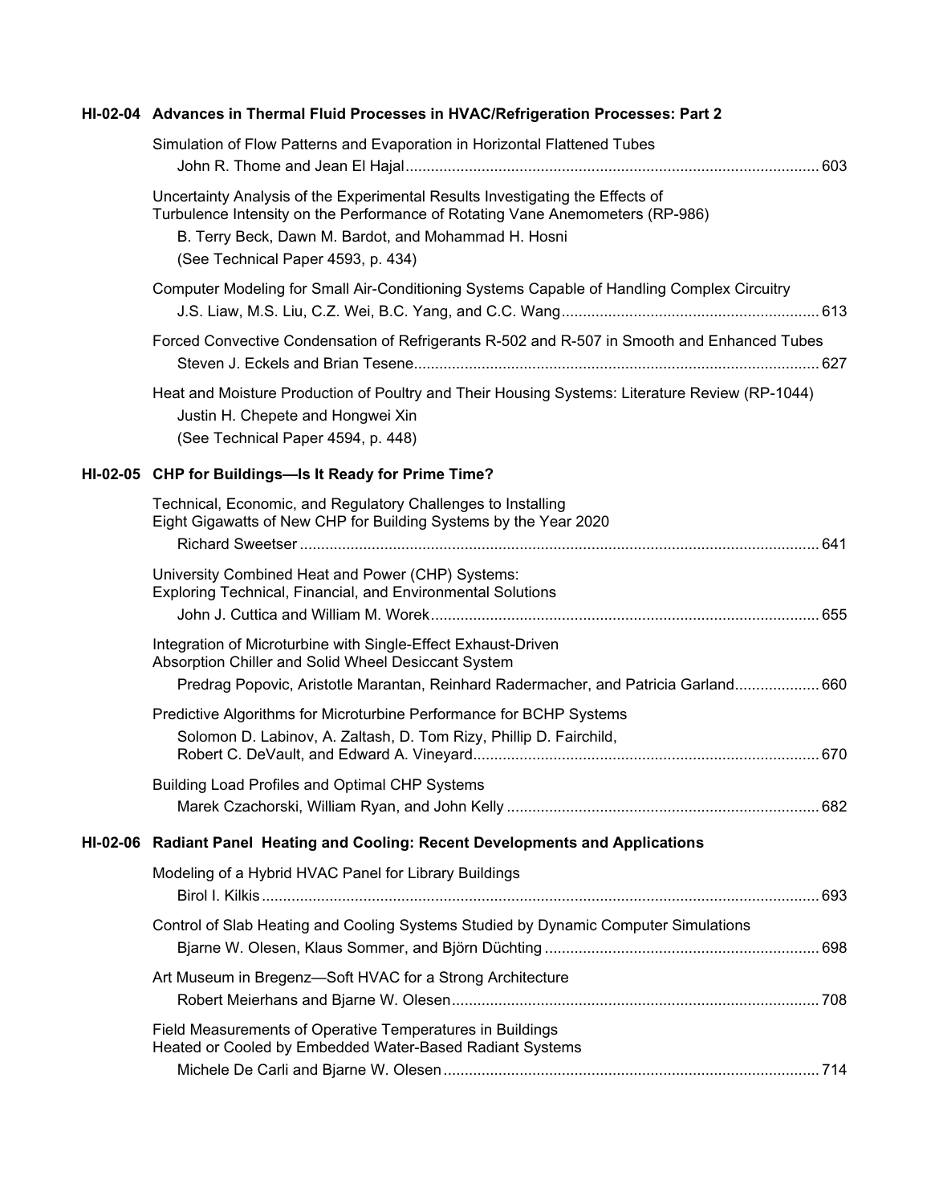## HI-02-04 Advances in Thermal Fluid Processes in HVAC/Refrigeration Processes: Part 2

Simulation of Flow Patterns and Evaporation in Horizontal Flattened Tubes
John R. Thome and Jean El Hajal ........ 603

Uncertainty Analysis of the Experimental Results Investigating the Effects of Turbulence Intensity on the Performance of Rotating Vane Anemometers (RP-986)
B. Terry Beck, Dawn M. Bardot, and Mohammad H. Hosni
(See Technical Paper 4593, p. 434)

Computer Modeling for Small Air-Conditioning Systems Capable of Handling Complex Circuitry
J.S. Liaw, M.S. Liu, C.Z. Wei, B.C. Yang, and C.C. Wang ........ 613

Forced Convective Condensation of Refrigerants R-502 and R-507 in Smooth and Enhanced Tubes
Steven J. Eckels and Brian Tesene ........ 627

Heat and Moisture Production of Poultry and Their Housing Systems: Literature Review (RP-1044)
Justin H. Chepete and Hongwei Xin
(See Technical Paper 4594, p. 448)

## HI-02-05 CHP for Buildings—Is It Ready for Prime Time?

Technical, Economic, and Regulatory Challenges to Installing Eight Gigawatts of New CHP for Building Systems by the Year 2020
Richard Sweetser ........ 641

University Combined Heat and Power (CHP) Systems: Exploring Technical, Financial, and Environmental Solutions
John J. Cuttica and William M. Worek ........ 655

Integration of Microturbine with Single-Effect Exhaust-Driven Absorption Chiller and Solid Wheel Desiccant System
Predrag Popovic, Aristotle Marantan, Reinhard Radermacher, and Patricia Garland ........ 660

Predictive Algorithms for Microturbine Performance for BCHP Systems
Solomon D. Labinov, A. Zaltash, D. Tom Rizy, Phillip D. Fairchild, Robert C. DeVault, and Edward A. Vineyard ........ 670

Building Load Profiles and Optimal CHP Systems
Marek Czachorski, William Ryan, and John Kelly ........ 682

## HI-02-06 Radiant Panel Heating and Cooling: Recent Developments and Applications

Modeling of a Hybrid HVAC Panel for Library Buildings
Birol I. Kilkis ........ 693

Control of Slab Heating and Cooling Systems Studied by Dynamic Computer Simulations
Bjarne W. Olesen, Klaus Sommer, and Björn Düchting ........ 698

Art Museum in Bregenz—Soft HVAC for a Strong Architecture
Robert Meierhans and Bjarne W. Olesen ........ 708

Field Measurements of Operative Temperatures in Buildings Heated or Cooled by Embedded Water-Based Radiant Systems
Michele De Carli and Bjarne W. Olesen ........ 714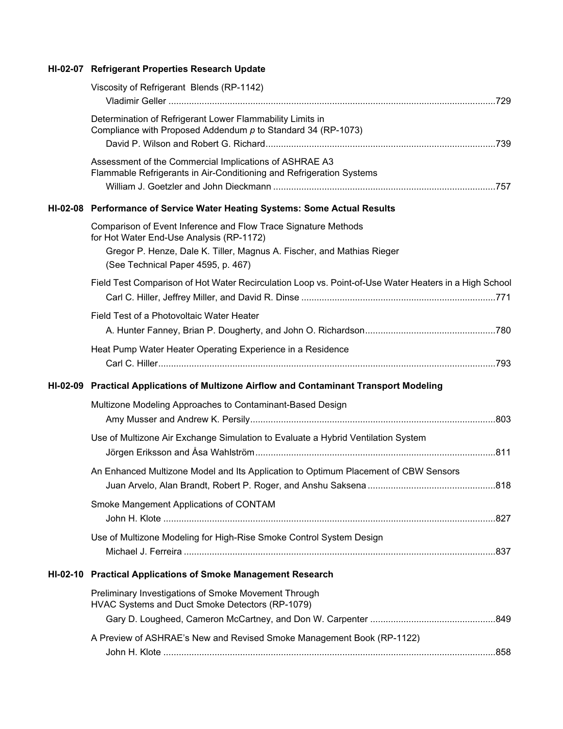## HI-02-07 Refrigerant Properties Research Update

Viscosity of Refrigerant Blends (RP-1142)
Vladimir Geller ....................................................................................................................729

Determination of Refrigerant Lower Flammability Limits in Compliance with Proposed Addendum *p* to Standard 34 (RP-1073)
David P. Wilson and Robert G. Richard..........................................................................739

Assessment of the Commercial Implications of ASHRAE A3 Flammable Refrigerants in Air-Conditioning and Refrigeration Systems
William J. Goetzler and John Dieckmann .......................................................................757

## HI-02-08 Performance of Service Water Heating Systems: Some Actual Results

Comparison of Event Inference and Flow Trace Signature Methods for Hot Water End-Use Analysis (RP-1172)
Gregor P. Henze, Dale K. Tiller, Magnus A. Fischer, and Mathias Rieger
(See Technical Paper 4595, p. 467)

Field Test Comparison of Hot Water Recirculation Loop vs. Point-of-Use Water Heaters in a High School
Carl C. Hiller, Jeffrey Miller, and David R. Dinse ............................................................771

Field Test of a Photovoltaic Water Heater
A. Hunter Fanney, Brian P. Dougherty, and John O. Richardson...................................780

Heat Pump Water Heater Operating Experience in a Residence
Carl C. Hiller....................................................................................................................793

## HI-02-09 Practical Applications of Multizone Airflow and Contaminant Transport Modeling

Multizone Modeling Approaches to Contaminant-Based Design
Amy Musser and Andrew K. Persily................................................................................803

Use of Multizone Air Exchange Simulation to Evaluate a Hybrid Ventilation System
Jörgen Eriksson and Åsa Wahlström..............................................................................811

An Enhanced Multizone Model and Its Application to Optimum Placement of CBW Sensors
Juan Arvelo, Alan Brandt, Robert P. Roger, and Anshu Saksena ..................................818

Smoke Mangement Applications of CONTAM
John H. Klote .................................................................................................................827

Use of Multizone Modeling for High-Rise Smoke Control System Design
Michael J. Ferreira .........................................................................................................837

## HI-02-10 Practical Applications of Smoke Management Research

Preliminary Investigations of Smoke Movement Through HVAC Systems and Duct Smoke Detectors (RP-1079)
Gary D. Lougheed, Cameron McCartney, and Don W. Carpenter .................................849

A Preview of ASHRAE's New and Revised Smoke Management Book (RP-1122)
John H. Klote .................................................................................................................858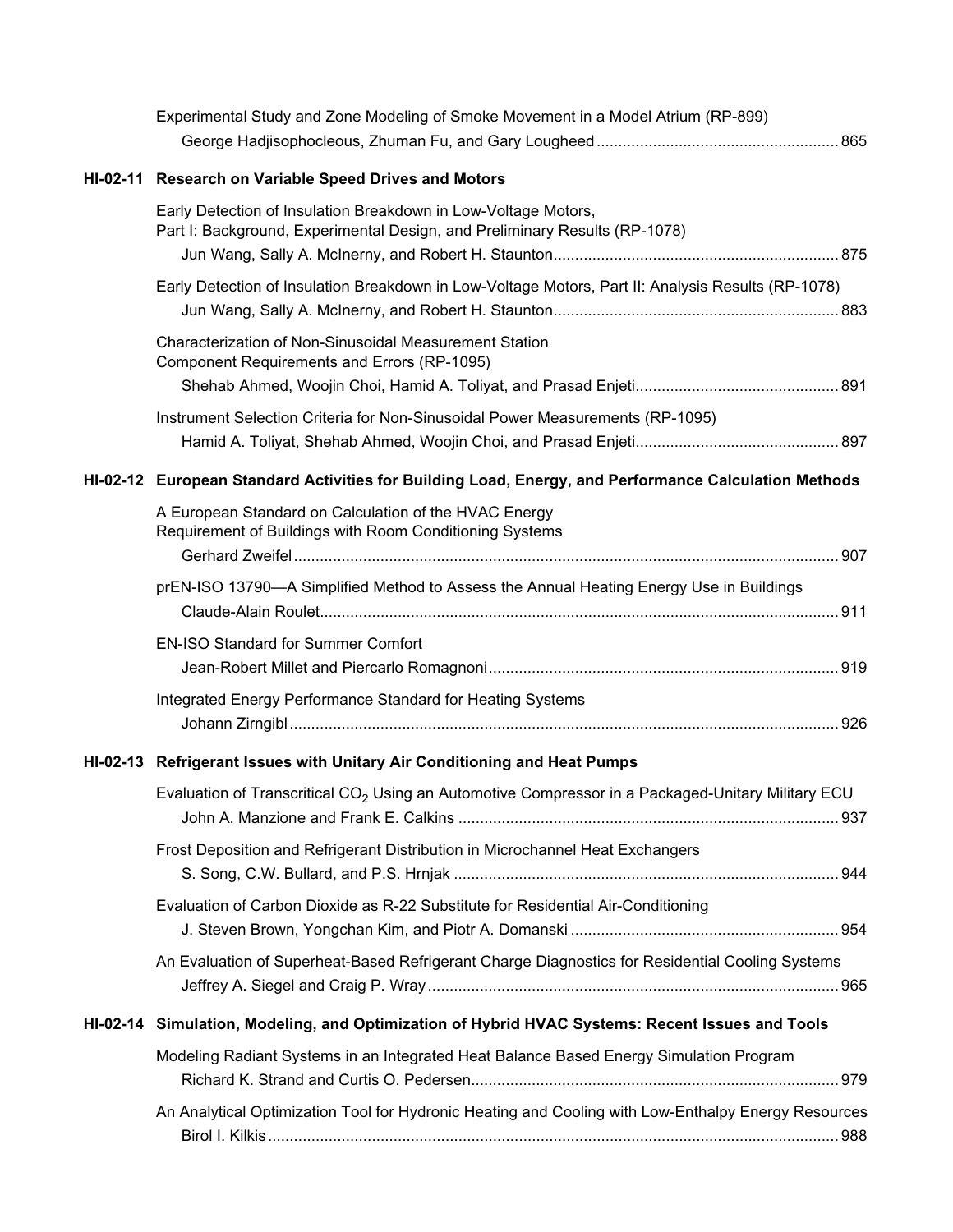Experimental Study and Zone Modeling of Smoke Movement in a Model Atrium (RP-899)
George Hadjisophocleous, Zhuman Fu, and Gary Lougheed ........................................................ 865

## HI-02-11 Research on Variable Speed Drives and Motors

Early Detection of Insulation Breakdown in Low-Voltage Motors, Part I: Background, Experimental Design, and Preliminary Results (RP-1078)
Jun Wang, Sally A. McInerny, and Robert H. Staunton .................................................................. 875

Early Detection of Insulation Breakdown in Low-Voltage Motors, Part II: Analysis Results (RP-1078)
Jun Wang, Sally A. McInerny, and Robert H. Staunton .................................................................. 883

Characterization of Non-Sinusoidal Measurement Station Component Requirements and Errors (RP-1095)
Shehab Ahmed, Woojin Choi, Hamid A. Toliyat, and Prasad Enjeti ............................................... 891

Instrument Selection Criteria for Non-Sinusoidal Power Measurements (RP-1095)
Hamid A. Toliyat, Shehab Ahmed, Woojin Choi, and Prasad Enjeti ............................................... 897

## HI-02-12 European Standard Activities for Building Load, Energy, and Performance Calculation Methods

A European Standard on Calculation of the HVAC Energy Requirement of Buildings with Room Conditioning Systems
Gerhard Zweifel ............................................................................................................................. 907

prEN-ISO 13790—A Simplified Method to Assess the Annual Heating Energy Use in Buildings
Claude-Alain Roulet ....................................................................................................................... 911

EN-ISO Standard for Summer Comfort
Jean-Robert Millet and Piercarlo Romagnoni ................................................................................. 919

Integrated Energy Performance Standard for Heating Systems
Johann Zirngibl .............................................................................................................................. 926

## HI-02-13 Refrigerant Issues with Unitary Air Conditioning and Heat Pumps

Evaluation of Transcritical $CO_2$ Using an Automotive Compressor in a Packaged-Unitary Military ECU
John A. Manzione and Frank E. Calkins ........................................................................................ 937

Frost Deposition and Refrigerant Distribution in Microchannel Heat Exchangers
S. Song, C.W. Bullard, and P.S. Hrnjak ......................................................................................... 944

Evaluation of Carbon Dioxide as R-22 Substitute for Residential Air-Conditioning
J. Steven Brown, Yongchan Kim, and Piotr A. Domanski .............................................................. 954

An Evaluation of Superheat-Based Refrigerant Charge Diagnostics for Residential Cooling Systems
Jeffrey A. Siegel and Craig P. Wray ............................................................................................... 965

## HI-02-14 Simulation, Modeling, and Optimization of Hybrid HVAC Systems: Recent Issues and Tools

Modeling Radiant Systems in an Integrated Heat Balance Based Energy Simulation Program
Richard K. Strand and Curtis O. Pedersen ..................................................................................... 979

An Analytical Optimization Tool for Hydronic Heating and Cooling with Low-Enthalpy Energy Resources
Birol I. Kilkis ................................................................................................................................... 988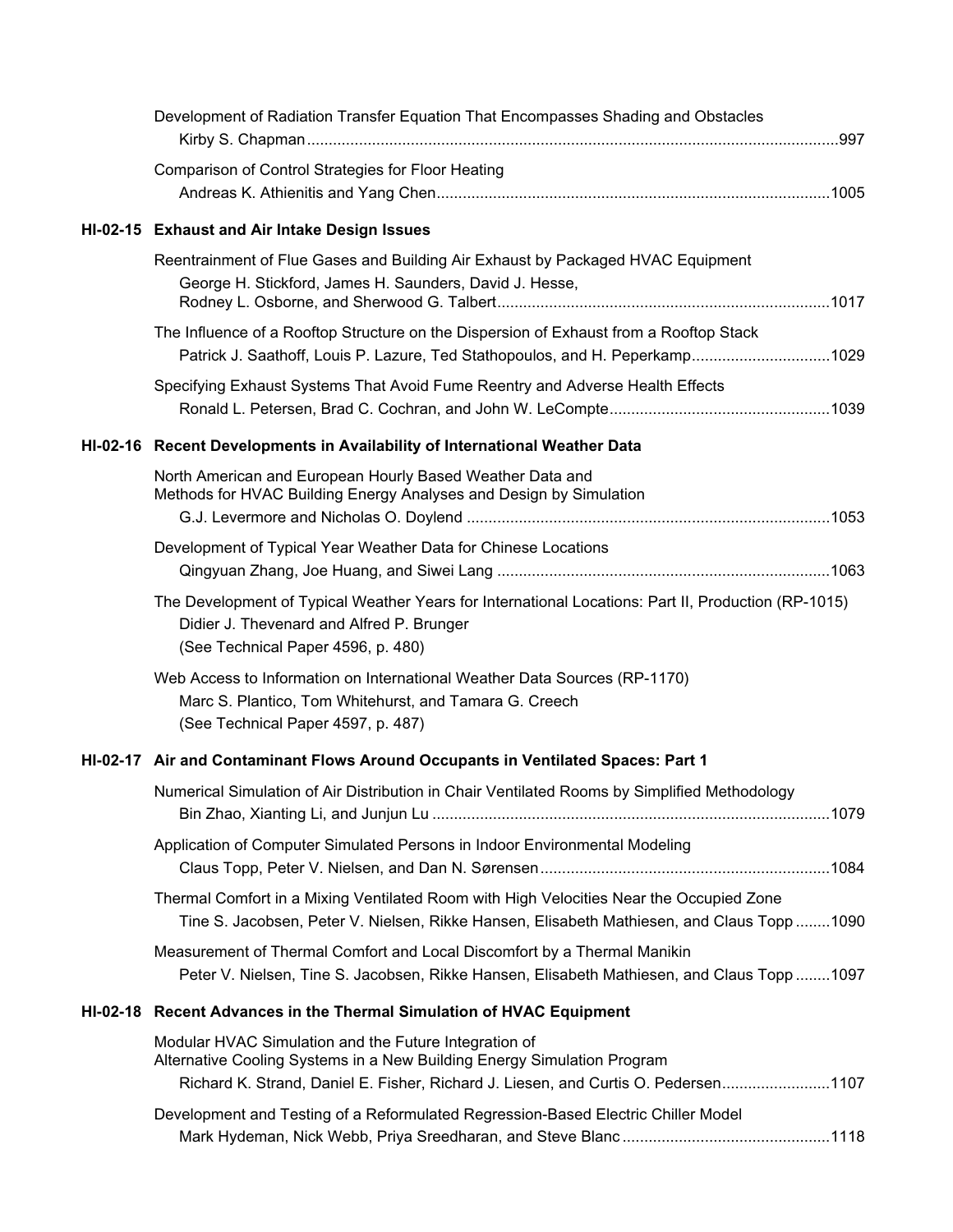Development of Radiation Transfer Equation That Encompasses Shading and Obstacles
Kirby S. Chapman ........................................................................................................................997

Comparison of Control Strategies for Floor Heating
Andreas K. Athienitis and Yang Chen..........................................................................................1005

## HI-02-15 Exhaust and Air Intake Design Issues

Reentrainment of Flue Gases and Building Air Exhaust by Packaged HVAC Equipment
George H. Stickford, James H. Saunders, David J. Hesse,
Rodney L. Osborne, and Sherwood G. Talbert............................................................................1017

The Influence of a Rooftop Structure on the Dispersion of Exhaust from a Rooftop Stack
Patrick J. Saathoff, Louis P. Lazure, Ted Stathopoulos, and H. Peperkamp................................1029

Specifying Exhaust Systems That Avoid Fume Reentry and Adverse Health Effects
Ronald L. Petersen, Brad C. Cochran, and John W. LeCompte..................................................1039

## HI-02-16 Recent Developments in Availability of International Weather Data

North American and European Hourly Based Weather Data and
Methods for HVAC Building Energy Analyses and Design by Simulation
G.J. Levermore and Nicholas O. Doylend ...................................................................................1053

Development of Typical Year Weather Data for Chinese Locations
Qingyuan Zhang, Joe Huang, and Siwei Lang ............................................................................1063

The Development of Typical Weather Years for International Locations: Part II, Production (RP-1015)
Didier J. Thevenard and Alfred P. Brunger
(See Technical Paper 4596, p. 480)

Web Access to Information on International Weather Data Sources (RP-1170)
Marc S. Plantico, Tom Whitehurst, and Tamara G. Creech
(See Technical Paper 4597, p. 487)

## HI-02-17 Air and Contaminant Flows Around Occupants in Ventilated Spaces: Part 1

Numerical Simulation of Air Distribution in Chair Ventilated Rooms by Simplified Methodology
Bin Zhao, Xianting Li, and Junjun Lu ...........................................................................................1079

Application of Computer Simulated Persons in Indoor Environmental Modeling
Claus Topp, Peter V. Nielsen, and Dan N. Sørensen..................................................................1084

Thermal Comfort in a Mixing Ventilated Room with High Velocities Near the Occupied Zone
Tine S. Jacobsen, Peter V. Nielsen, Rikke Hansen, Elisabeth Mathiesen, and Claus Topp ........1090

Measurement of Thermal Comfort and Local Discomfort by a Thermal Manikin
Peter V. Nielsen, Tine S. Jacobsen, Rikke Hansen, Elisabeth Mathiesen, and Claus Topp ........1097

## HI-02-18 Recent Advances in the Thermal Simulation of HVAC Equipment

Modular HVAC Simulation and the Future Integration of
Alternative Cooling Systems in a New Building Energy Simulation Program
Richard K. Strand, Daniel E. Fisher, Richard J. Liesen, and Curtis O. Pedersen.........................1107

Development and Testing of a Reformulated Regression-Based Electric Chiller Model
Mark Hydeman, Nick Webb, Priya Sreedharan, and Steve Blanc ................................................1118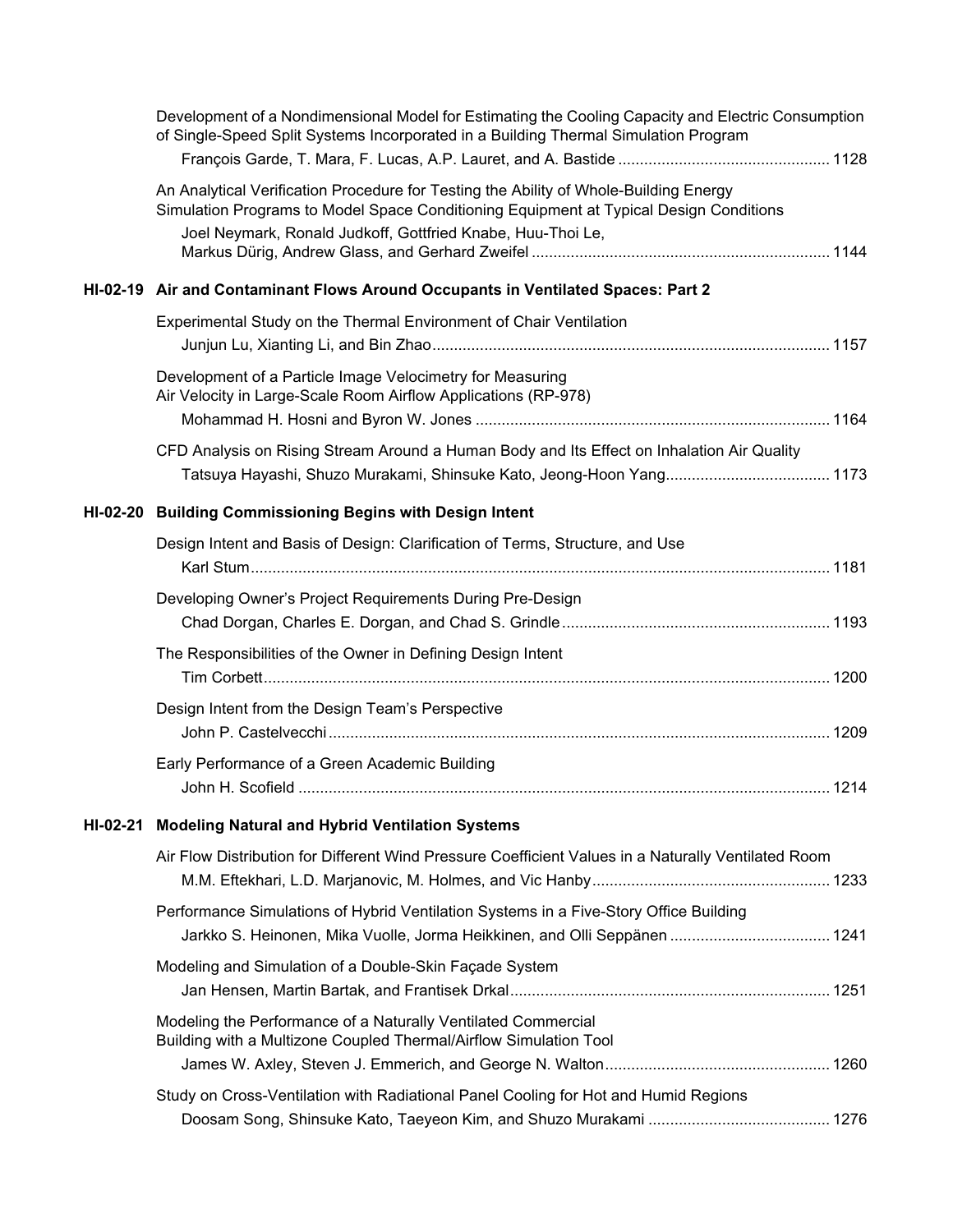Development of a Nondimensional Model for Estimating the Cooling Capacity and Electric Consumption of Single-Speed Split Systems Incorporated in a Building Thermal Simulation Program
François Garde, T. Mara, F. Lucas, A.P. Lauret, and A. Bastide ................................................ 1128

An Analytical Verification Procedure for Testing the Ability of Whole-Building Energy Simulation Programs to Model Space Conditioning Equipment at Typical Design Conditions
Joel Neymark, Ronald Judkoff, Gottfried Knabe, Huu-Thoi Le, Markus Dürig, Andrew Glass, and Gerhard Zweifel .................................................................... 1144

## HI-02-19 Air and Contaminant Flows Around Occupants in Ventilated Spaces: Part 2

Experimental Study on the Thermal Environment of Chair Ventilation
Junjun Lu, Xianting Li, and Bin Zhao ........................................................................................... 1157

Development of a Particle Image Velocimetry for Measuring Air Velocity in Large-Scale Room Airflow Applications (RP-978)
Mohammad H. Hosni and Byron W. Jones ................................................................................. 1164

CFD Analysis on Rising Stream Around a Human Body and Its Effect on Inhalation Air Quality
Tatsuya Hayashi, Shuzo Murakami, Shinsuke Kato, Jeong-Hoon Yang...................................... 1173

## HI-02-20 Building Commissioning Begins with Design Intent

Design Intent and Basis of Design: Clarification of Terms, Structure, and Use
Karl Stum..................................................................................................................................... 1181

Developing Owner's Project Requirements During Pre-Design
Chad Dorgan, Charles E. Dorgan, and Chad S. Grindle ............................................................. 1193

The Responsibilities of the Owner in Defining Design Intent
Tim Corbett................................................................................................................................. 1200

Design Intent from the Design Team's Perspective
John P. Castelvecchi ................................................................................................................... 1209

Early Performance of a Green Academic Building
John H. Scofield .......................................................................................................................... 1214

## HI-02-21 Modeling Natural and Hybrid Ventilation Systems

Air Flow Distribution for Different Wind Pressure Coefficient Values in a Naturally Ventilated Room
M.M. Eftekhari, L.D. Marjanovic, M. Holmes, and Vic Hanby...................................................... 1233

Performance Simulations of Hybrid Ventilation Systems in a Five-Story Office Building
Jarkko S. Heinonen, Mika Vuolle, Jorma Heikkinen, and Olli Seppänen ..................................... 1241

Modeling and Simulation of a Double-Skin Façade System
Jan Hensen, Martin Bartak, and Frantisek Drkal......................................................................... 1251

Modeling the Performance of a Naturally Ventilated Commercial Building with a Multizone Coupled Thermal/Airflow Simulation Tool
James W. Axley, Steven J. Emmerich, and George N. Walton................................................... 1260

Study on Cross-Ventilation with Radiational Panel Cooling for Hot and Humid Regions
Doosam Song, Shinsuke Kato, Taeyeon Kim, and Shuzo Murakami .......................................... 1276